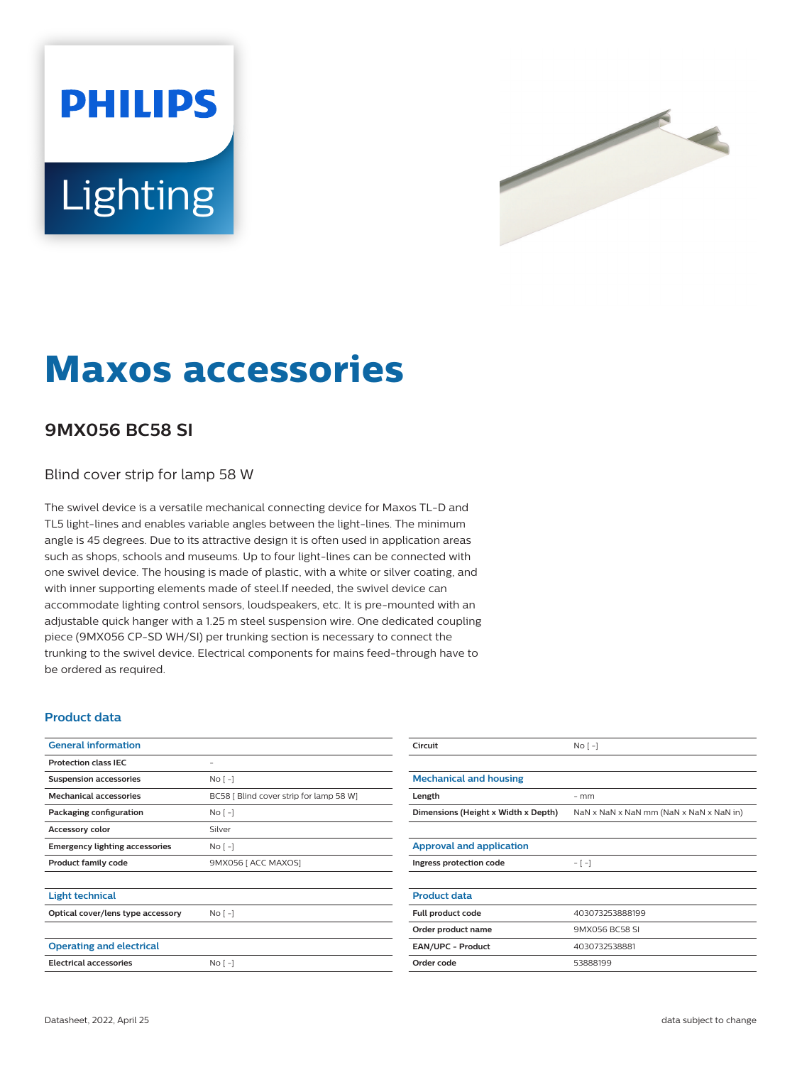# Maxos accessories

## 9MX056 BC58 SI

Blind cover strip for lamp 58 W

The swivel device is a versatile mechanical connecting device for Maxos TL-D and TL5 light-lines and enables variable angles between the light-lines. The minimum angle is 45 degrees. Due to its attractive design it is often used in application areas such as shops, schools and museums. Up to four light-lines can be connected with one swivel device. The housing is made of plastic, with a white or silver coating, and with inner supporting elements made of steel.If needed, the swivel device can accommodate lighting control sensors, loudspeakers, etc. It is pre-mounted with an adjustable quick hanger with a 1.25 m steel suspension wire. One dedicated coupling piece (9MX056 CP-SD WH/SI) per trunking section is necessary to connect the trunking to the swivel device. Electrical components for mains feed-through have to be ordered as required.

### Product data

| General information | |
|---|---|
| Protection class IEC | - |
| Suspension accessories | No [ -] |
| Mechanical accessories | BC58 [ Blind cover strip for lamp 58 W] |
| Packaging configuration | No [ -] |
| Accessory color | Silver |
| Emergency lighting accessories | No [ -] |
| Product family code | 9MX056 [ ACC MAXOS] |

| Light technical | |
|---|---|
| Optical cover/lens type accessory | No [ -] |

| Operating and electrical | |
|---|---|
| Electrical accessories | No [ -] |
| Circuit | No [ -] |

| Mechanical and housing | |
|---|---|
| Length | - mm |
| Dimensions (Height x Width x Depth) | NaN x NaN x NaN mm (NaN x NaN x NaN in) |

| Approval and application | |
|---|---|
| Ingress protection code | - [ -] |

| Product data | |
|---|---|
| Full product code | 403073253888199 |
| Order product name | 9MX056 BC58 SI |
| EAN/UPC - Product | 4030732538881 |
| Order code | 53888199 |

Datasheet, 2022, April 25

data subject to change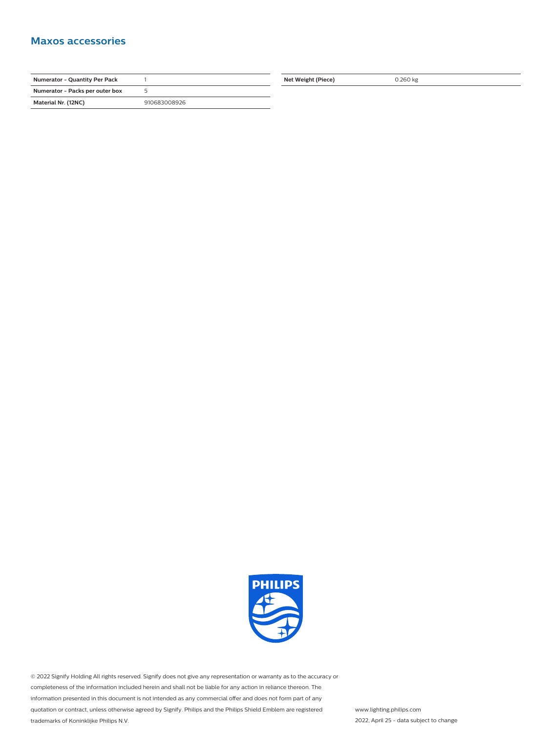## Maxos accessories

| | |
|---|---|
| **Numerator - Quantity Per Pack** | 1 |
| **Numerator - Packs per outer box** | 5 |
| **Material Nr. (12NC)** | 910683008926 |
| **Net Weight (Piece)** | 0.260 kg |

© 2022 Signify Holding All rights reserved. Signify does not give any representation or warranty as to the accuracy or completeness of the information included herein and shall not be liable for any action in reliance thereon. The information presented in this document is not intended as any commercial offer and does not form part of any quotation or contract, unless otherwise agreed by Signify. Philips and the Philips Shield Emblem are registered trademarks of Koninklijke Philips N.V.